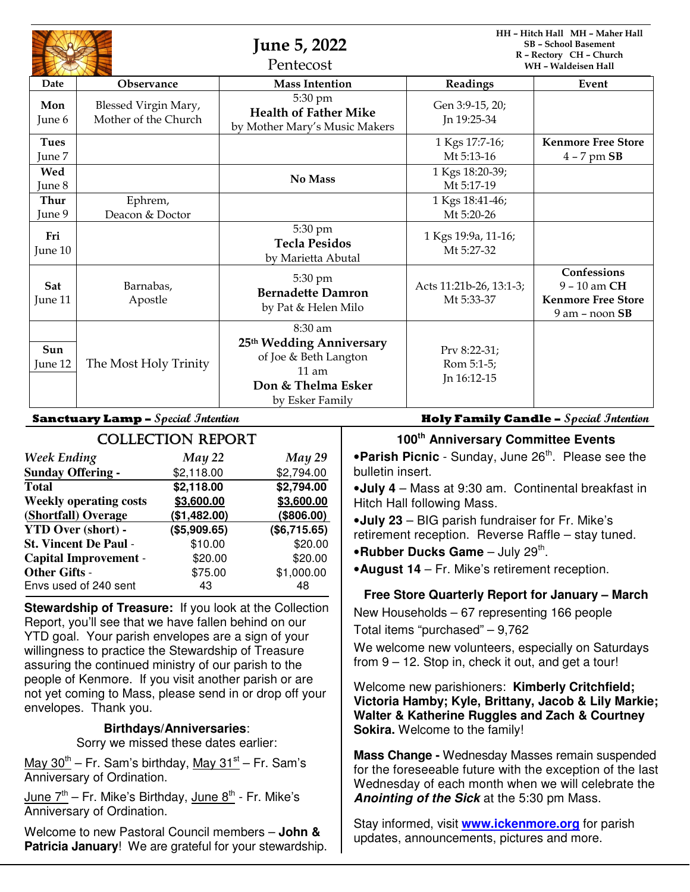# June 5, 2022

Pentecost

HH – Hitch Hall MH – Maher Hall
SB – School Basement
R – Rectory CH – Church
WH – Waldeisen Hall

| Date | Observance | Mass Intention | Readings | Event |
|---|---|---|---|---|
| **Mon** June 6 | Blessed Virgin Mary, Mother of the Church | 5:30 pm **Health of Father Mike** by Mother Mary's Music Makers | Gen 3:9-15, 20; Jn 19:25-34 | |
| **Tues** June 7 | | | 1 Kgs 17:7-16; Mt 5:13-16 | **Kenmore Free Store** 4 – 7 pm **SB** |
| **Wed** June 8 | | **No Mass** | 1 Kgs 18:20-39; Mt 5:17-19 | |
| **Thur** June 9 | Ephrem, Deacon & Doctor | | 1 Kgs 18:41-46; Mt 5:20-26 | |
| **Fri** June 10 | | 5:30 pm **Tecla Pesidos** by Marietta Abutal | 1 Kgs 19:9a, 11-16; Mt 5:27-32 | |
| **Sat** June 11 | Barnabas, Apostle | 5:30 pm **Bernadette Damron** by Pat & Helen Milo | Acts 11:21b-26, 13:1-3; Mt 5:33-37 | **Confessions** 9 – 10 am **CH** **Kenmore Free Store** 9 am – noon **SB** |
| **Sun** June 12 | The Most Holy Trinity | 8:30 am **25th Wedding Anniversary** of Joe & Beth Langton; 11 am **Don & Thelma Esker** by Esker Family | Prv 8:22-31; Rom 5:1-5; Jn 16:12-15 | |

**Sanctuary Lamp –** *Special Intention*

**Holy Family Candle –** *Special Intention*

## COLLECTION REPORT

| *Week Ending* | *May 22* | *May 29* |
|---|---|---|
| **Sunday Offering -** | $2,118.00 | $2,794.00 |
| **Total** | **$2,118.00** | **$2,794.00** |
| **Weekly operating costs** | **$3,600.00** | **$3,600.00** |
| **(Shortfall) Overage** | **($1,482.00)** | **($806.00)** |
| **YTD Over (short) -** | **($5,909.65)** | **($6,715.65)** |
| **St. Vincent De Paul** - | $10.00 | $20.00 |
| **Capital Improvement** - | $20.00 | $20.00 |
| **Other Gifts** - | $75.00 | $1,000.00 |
| Envs used of 240 sent | 43 | 48 |

**Stewardship of Treasure:** If you look at the Collection Report, you'll see that we have fallen behind on our YTD goal. Your parish envelopes are a sign of your willingness to practice the Stewardship of Treasure assuring the continued ministry of our parish to the people of Kenmore. If you visit another parish or are not yet coming to Mass, please send in or drop off your envelopes. Thank you.

**Birthdays/Anniversaries**:
Sorry we missed these dates earlier:

May 30th – Fr. Sam's birthday, May 31st – Fr. Sam's Anniversary of Ordination.

June 7th – Fr. Mike's Birthday, June 8th - Fr. Mike's Anniversary of Ordination.

Welcome to new Pastoral Council members – **John & Patricia January**! We are grateful for your stewardship.

### 100th Anniversary Committee Events

- **Parish Picnic** - Sunday, June 26th. Please see the bulletin insert.
- **July 4** – Mass at 9:30 am. Continental breakfast in Hitch Hall following Mass.
- **July 23** – BIG parish fundraiser for Fr. Mike's retirement reception. Reverse Raffle – stay tuned.
- **Rubber Ducks Game** – July 29th.
- **August 14** – Fr. Mike's retirement reception.

### Free Store Quarterly Report for January – March

New Households – 67 representing 166 people

Total items "purchased" – 9,762

We welcome new volunteers, especially on Saturdays from 9 – 12. Stop in, check it out, and get a tour!

Welcome new parishioners: **Kimberly Critchfield; Victoria Hamby; Kyle, Brittany, Jacob & Lily Markie; Walter & Katherine Ruggles and Zach & Courtney Sokira.** Welcome to the family!

**Mass Change -** Wednesday Masses remain suspended for the foreseeable future with the exception of the last Wednesday of each month when we will celebrate the ***Anointing of the Sick*** at the 5:30 pm Mass.

Stay informed, visit **www.ickenmore.org** for parish updates, announcements, pictures and more.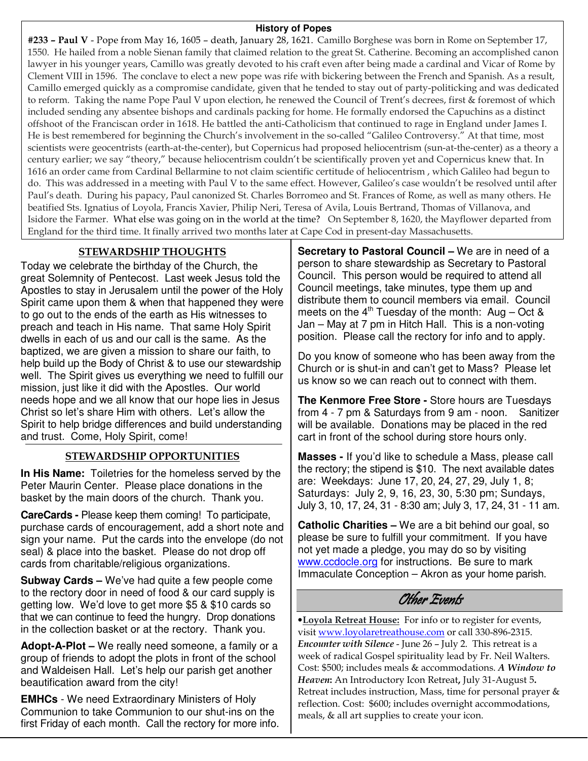### History of Popes

**#233 – Paul V** - Pope from May 16, 1605 – death, January 28, 1621. Camillo Borghese was born in Rome on September 17, 1550. He hailed from a noble Sienan family that claimed relation to the great St. Catherine. Becoming an accomplished canon lawyer in his younger years, Camillo was greatly devoted to his craft even after being made a cardinal and Vicar of Rome by Clement VIII in 1596. The conclave to elect a new pope was rife with bickering between the French and Spanish. As a result, Camillo emerged quickly as a compromise candidate, given that he tended to stay out of party-politicking and was dedicated to reform. Taking the name Pope Paul V upon election, he renewed the Council of Trent's decrees, first & foremost of which included sending any absentee bishops and cardinals packing for home. He formally endorsed the Capuchins as a distinct offshoot of the Franciscan order in 1618. He battled the anti-Catholicism that continued to rage in England under James I. He is best remembered for beginning the Church's involvement in the so-called "Galileo Controversy." At that time, most scientists were geocentrists (earth-at-the-center), but Copernicus had proposed heliocentrism (sun-at-the-center) as a theory a century earlier; we say "theory," because heliocentrism couldn't be scientifically proven yet and Copernicus knew that. In 1616 an order came from Cardinal Bellarmine to not claim scientific certitude of heliocentrism , which Galileo had begun to do. This was addressed in a meeting with Paul V to the same effect. However, Galileo's case wouldn't be resolved until after Paul's death. During his papacy, Paul canonized St. Charles Borromeo and St. Frances of Rome, as well as many others. He beatified Sts. Ignatius of Loyola, Francis Xavier, Philip Neri, Teresa of Avila, Louis Bertrand, Thomas of Villanova, and Isidore the Farmer. What else was going on in the world at the time? On September 8, 1620, the Mayflower departed from England for the third time. It finally arrived two months later at Cape Cod in present-day Massachusetts.

## STEWARDSHIP THOUGHTS

Today we celebrate the birthday of the Church, the great Solemnity of Pentecost. Last week Jesus told the Apostles to stay in Jerusalem until the power of the Holy Spirit came upon them & when that happened they were to go out to the ends of the earth as His witnesses to preach and teach in His name. That same Holy Spirit dwells in each of us and our call is the same. As the baptized, we are given a mission to share our faith, to help build up the Body of Christ & to use our stewardship well. The Spirit gives us everything we need to fulfill our mission, just like it did with the Apostles. Our world needs hope and we all know that our hope lies in Jesus Christ so let's share Him with others. Let's allow the Spirit to help bridge differences and build understanding and trust. Come, Holy Spirit, come!

## STEWARDSHIP OPPORTUNITIES

**In His Name:** Toiletries for the homeless served by the Peter Maurin Center. Please place donations in the basket by the main doors of the church. Thank you.

**CareCards -** Please keep them coming! To participate, purchase cards of encouragement, add a short note and sign your name. Put the cards into the envelope (do not seal) & place into the basket. Please do not drop off cards from charitable/religious organizations.

**Subway Cards –** We've had quite a few people come to the rectory door in need of food & our card supply is getting low. We'd love to get more $5 & $10 cards so that we can continue to feed the hungry. Drop donations in the collection basket or at the rectory. Thank you.

**Adopt-A-Plot –** We really need someone, a family or a group of friends to adopt the plots in front of the school and Waldeisen Hall. Let's help our parish get another beautification award from the city!

**EMHCs** - We need Extraordinary Ministers of Holy Communion to take Communion to our shut-ins on the first Friday of each month. Call the rectory for more info.

**Secretary to Pastoral Council –** We are in need of a person to share stewardship as Secretary to Pastoral Council. This person would be required to attend all Council meetings, take minutes, type them up and distribute them to council members via email. Council meets on the 4th Tuesday of the month: Aug – Oct & Jan – May at 7 pm in Hitch Hall. This is a non-voting position. Please call the rectory for info and to apply.

Do you know of someone who has been away from the Church or is shut-in and can't get to Mass? Please let us know so we can reach out to connect with them.

**The Kenmore Free Store -** Store hours are Tuesdays from 4 - 7 pm & Saturdays from 9 am - noon. Sanitizer will be available. Donations may be placed in the red cart in front of the school during store hours only.

**Masses -** If you'd like to schedule a Mass, please call the rectory; the stipend is $10. The next available dates are: Weekdays: June 17, 20, 24, 27, 29, July 1, 8; Saturdays: July 2, 9, 16, 23, 30, 5:30 pm; Sundays, July 3, 10, 17, 24, 31 - 8:30 am; July 3, 17, 24, 31 - 11 am.

**Catholic Charities –** We are a bit behind our goal, so please be sure to fulfill your commitment. If you have not yet made a pledge, you may do so by visiting www.ccdocle.org for instructions. Be sure to mark Immaculate Conception – Akron as your home parish.

## Other Events

•**Loyola Retreat House:** For info or to register for events, visit www.loyolaretreathouse.com or call 330-896-2315. ***Encounter with Silence*** - June 26 – July 2. This retreat is a week of radical Gospel spirituality lead by Fr. Neil Walters. Cost: $500; includes meals & accommodations. ***A Window to Heaven*:** An Introductory Icon Retreat**,** July 31-August 5**.** Retreat includes instruction, Mass, time for personal prayer & reflection. Cost: $600; includes overnight accommodations, meals, & all art supplies to create your icon.